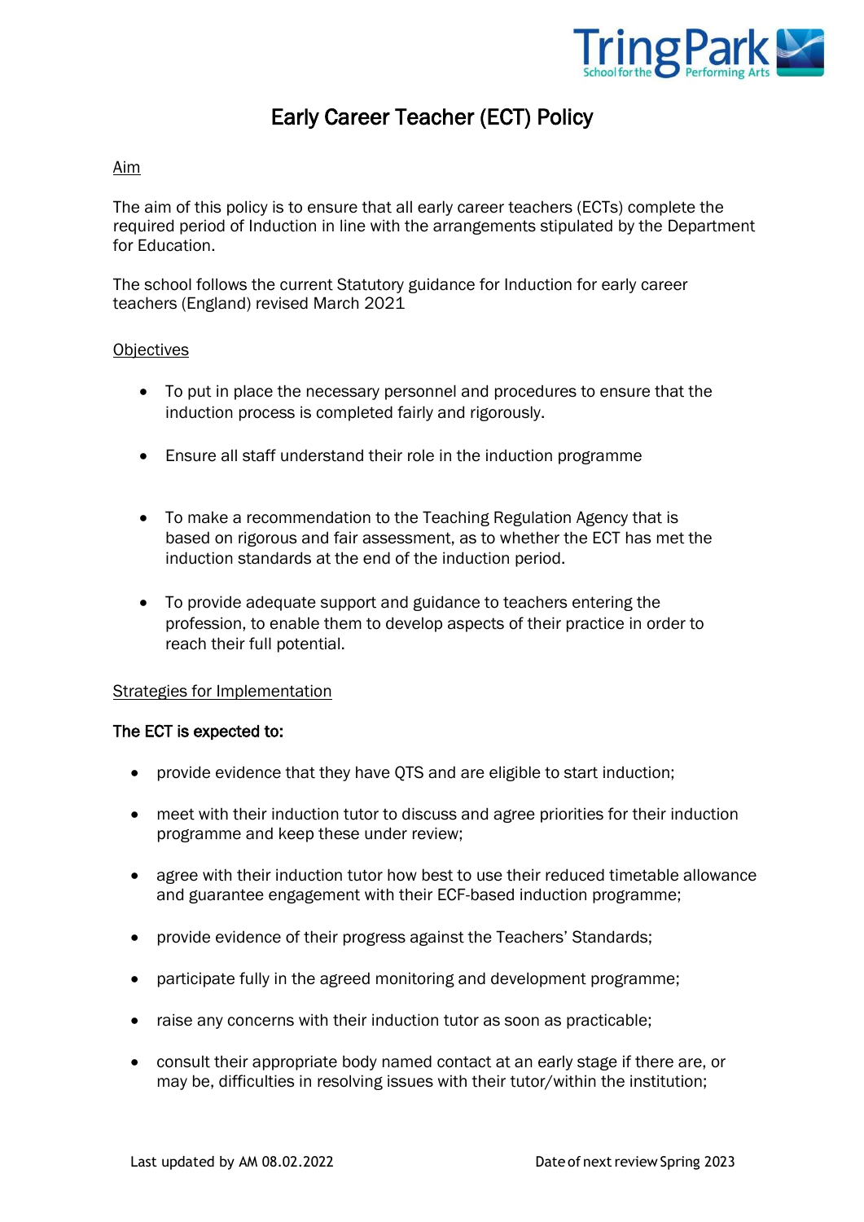# Early Career Teacher (ECT) Policy

## Aim

The aim of this policy is to ensure that all early career teachers (ECTs) complete the required period of Induction in line with the arrangements stipulated by the Department for Education.

The school follows the current Statutory guidance for Induction for early career teachers (England) revised March 2021

## Objectives

- To put in place the necessary personnel and procedures to ensure that the induction process is completed fairly and rigorously.
- Ensure all staff understand their role in the induction programme
- To make a recommendation to the Teaching Regulation Agency that is based on rigorous and fair assessment, as to whether the ECT has met the induction standards at the end of the induction period.
- To provide adequate support and guidance to teachers entering the profession, to enable them to develop aspects of their practice in order to reach their full potential.

## Strategies for Implementation

**The ECT is expected to:**

- provide evidence that they have QTS and are eligible to start induction;
- meet with their induction tutor to discuss and agree priorities for their induction programme and keep these under review;
- agree with their induction tutor how best to use their reduced timetable allowance and guarantee engagement with their ECF-based induction programme;
- provide evidence of their progress against the Teachers' Standards;
- participate fully in the agreed monitoring and development programme;
- raise any concerns with their induction tutor as soon as practicable;
- consult their appropriate body named contact at an early stage if there are, or may be, difficulties in resolving issues with their tutor/within the institution;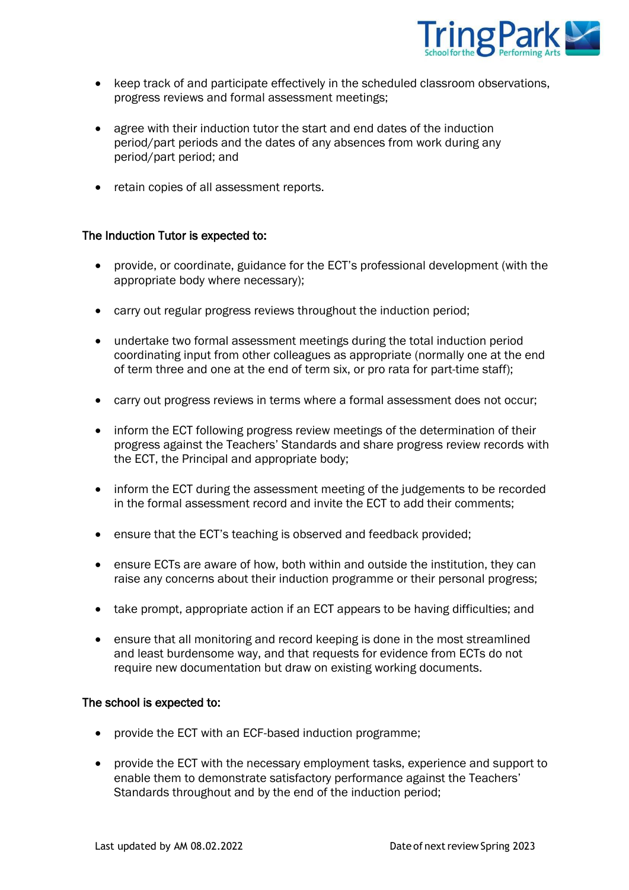- keep track of and participate effectively in the scheduled classroom observations, progress reviews and formal assessment meetings;

- agree with their induction tutor the start and end dates of the induction period/part periods and the dates of any absences from work during any period/part period; and

- retain copies of all assessment reports.

**The Induction Tutor is expected to:**

- provide, or coordinate, guidance for the ECT's professional development (with the appropriate body where necessary);

- carry out regular progress reviews throughout the induction period;

- undertake two formal assessment meetings during the total induction period coordinating input from other colleagues as appropriate (normally one at the end of term three and one at the end of term six, or pro rata for part-time staff);

- carry out progress reviews in terms where a formal assessment does not occur;

- inform the ECT following progress review meetings of the determination of their progress against the Teachers' Standards and share progress review records with the ECT, the Principal and appropriate body;

- inform the ECT during the assessment meeting of the judgements to be recorded in the formal assessment record and invite the ECT to add their comments;

- ensure that the ECT's teaching is observed and feedback provided;

- ensure ECTs are aware of how, both within and outside the institution, they can raise any concerns about their induction programme or their personal progress;

- take prompt, appropriate action if an ECT appears to be having difficulties; and

- ensure that all monitoring and record keeping is done in the most streamlined and least burdensome way, and that requests for evidence from ECTs do not require new documentation but draw on existing working documents.

**The school is expected to:**

- provide the ECT with an ECF-based induction programme;

- provide the ECT with the necessary employment tasks, experience and support to enable them to demonstrate satisfactory performance against the Teachers' Standards throughout and by the end of the induction period;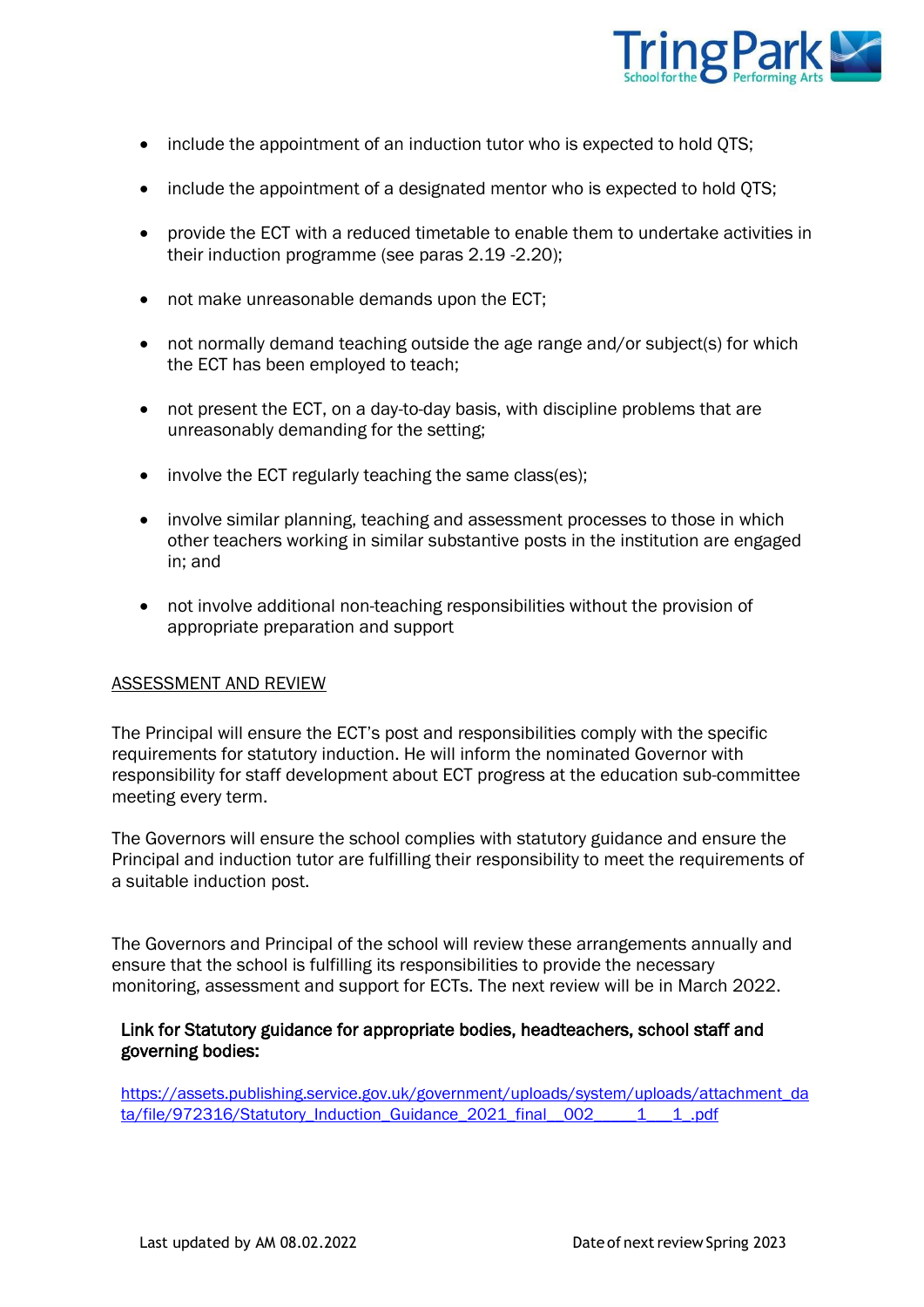- include the appointment of an induction tutor who is expected to hold QTS;
- include the appointment of a designated mentor who is expected to hold QTS;
- provide the ECT with a reduced timetable to enable them to undertake activities in their induction programme (see paras 2.19 -2.20);
- not make unreasonable demands upon the ECT;
- not normally demand teaching outside the age range and/or subject(s) for which the ECT has been employed to teach;
- not present the ECT, on a day-to-day basis, with discipline problems that are unreasonably demanding for the setting;
- involve the ECT regularly teaching the same class(es);
- involve similar planning, teaching and assessment processes to those in which other teachers working in similar substantive posts in the institution are engaged in; and
- not involve additional non-teaching responsibilities without the provision of appropriate preparation and support

## ASSESSMENT AND REVIEW

The Principal will ensure the ECT's post and responsibilities comply with the specific requirements for statutory induction. He will inform the nominated Governor with responsibility for staff development about ECT progress at the education sub-committee meeting every term.

The Governors will ensure the school complies with statutory guidance and ensure the Principal and induction tutor are fulfilling their responsibility to meet the requirements of a suitable induction post.

The Governors and Principal of the school will review these arrangements annually and ensure that the school is fulfilling its responsibilities to provide the necessary monitoring, assessment and support for ECTs. The next review will be in March 2022.

**Link for Statutory guidance for appropriate bodies, headteachers, school staff and governing bodies:**

https://assets.publishing.service.gov.uk/government/uploads/system/uploads/attachment_data/file/972316/Statutory_Induction_Guidance_2021_final__002_____1___1_.pdf

Last updated by AM 08.02.2022 Date of next review Spring 2023